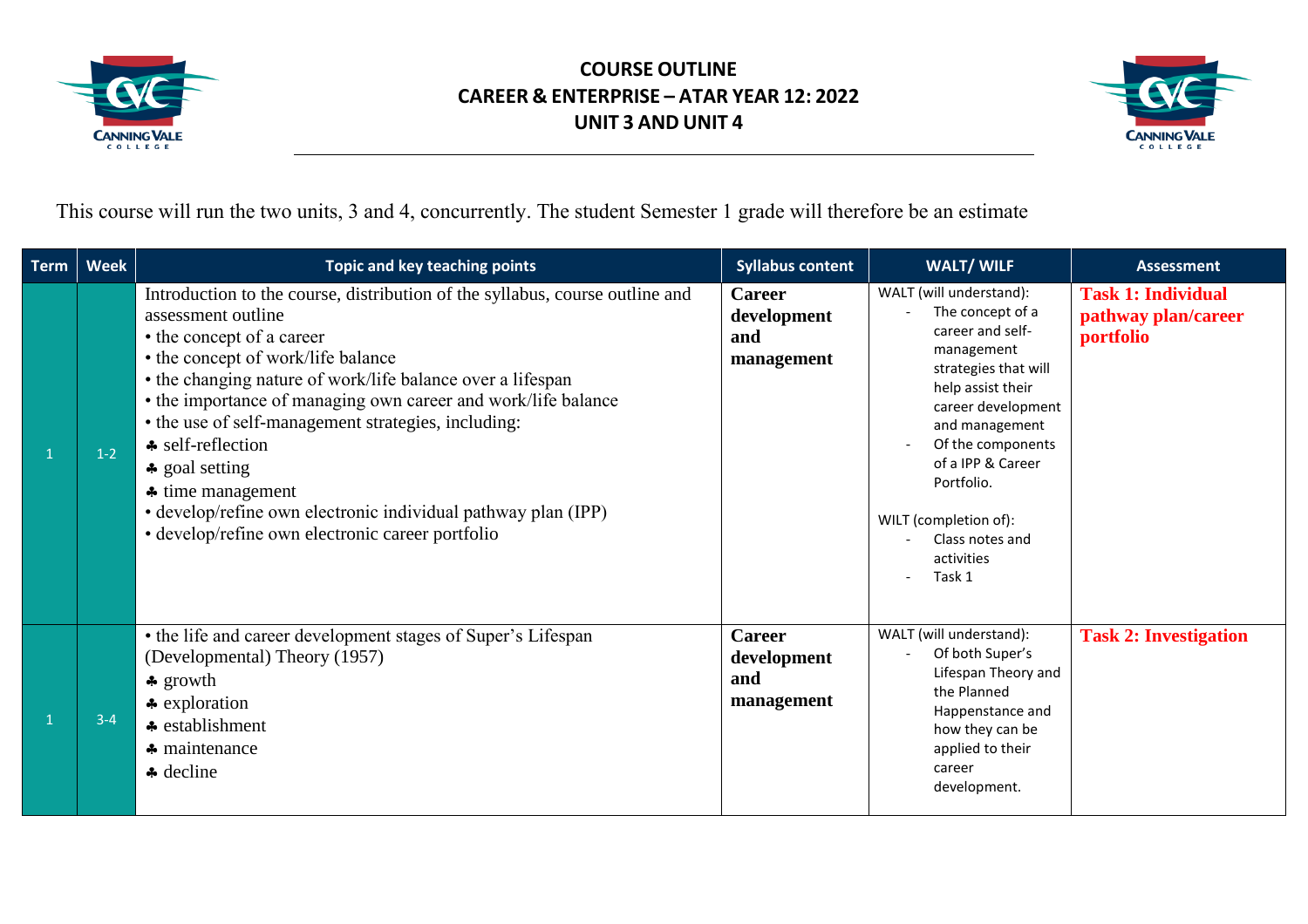# COURSE OUTLINE
## CAREER & ENTERPRISE – ATAR YEAR 12: 2022
## UNIT 3 AND UNIT 4

This course will run the two units, 3 and 4, concurrently. The student Semester 1 grade will therefore be an estimate

| Term | Week | Topic and key teaching points | Syllabus content | WALT/ WILF | Assessment |
|---|---|---|---|---|---|
| 1 | 1-2 | Introduction to the course, distribution of the syllabus, course outline and assessment outline<br>• the concept of a career<br>• the concept of work/life balance<br>• the changing nature of work/life balance over a lifespan<br>• the importance of managing own career and work/life balance<br>• the use of self-management strategies, including:<br>♣ self-reflection<br>♣ goal setting<br>♣ time management<br>• develop/refine own electronic individual pathway plan (IPP)<br>• develop/refine own electronic career portfolio | **Career development and management** | WALT (will understand):<br>- The concept of a career and self-management strategies that will help assist their career development and management<br>- Of the components of a IPP & Career Portfolio.<br><br>WILT (completion of):<br>- Class notes and activities<br>- Task 1 | **Task 1: Individual pathway plan/career portfolio** |
| 1 | 3-4 | • the life and career development stages of Super's Lifespan (Developmental) Theory (1957)<br>♣ growth<br>♣ exploration<br>♣ establishment<br>♣ maintenance<br>♣ decline | **Career development and management** | WALT (will understand):<br>- Of both Super's Lifespan Theory and the Planned Happenstance and how they can be applied to their career development. | **Task 2: Investigation** |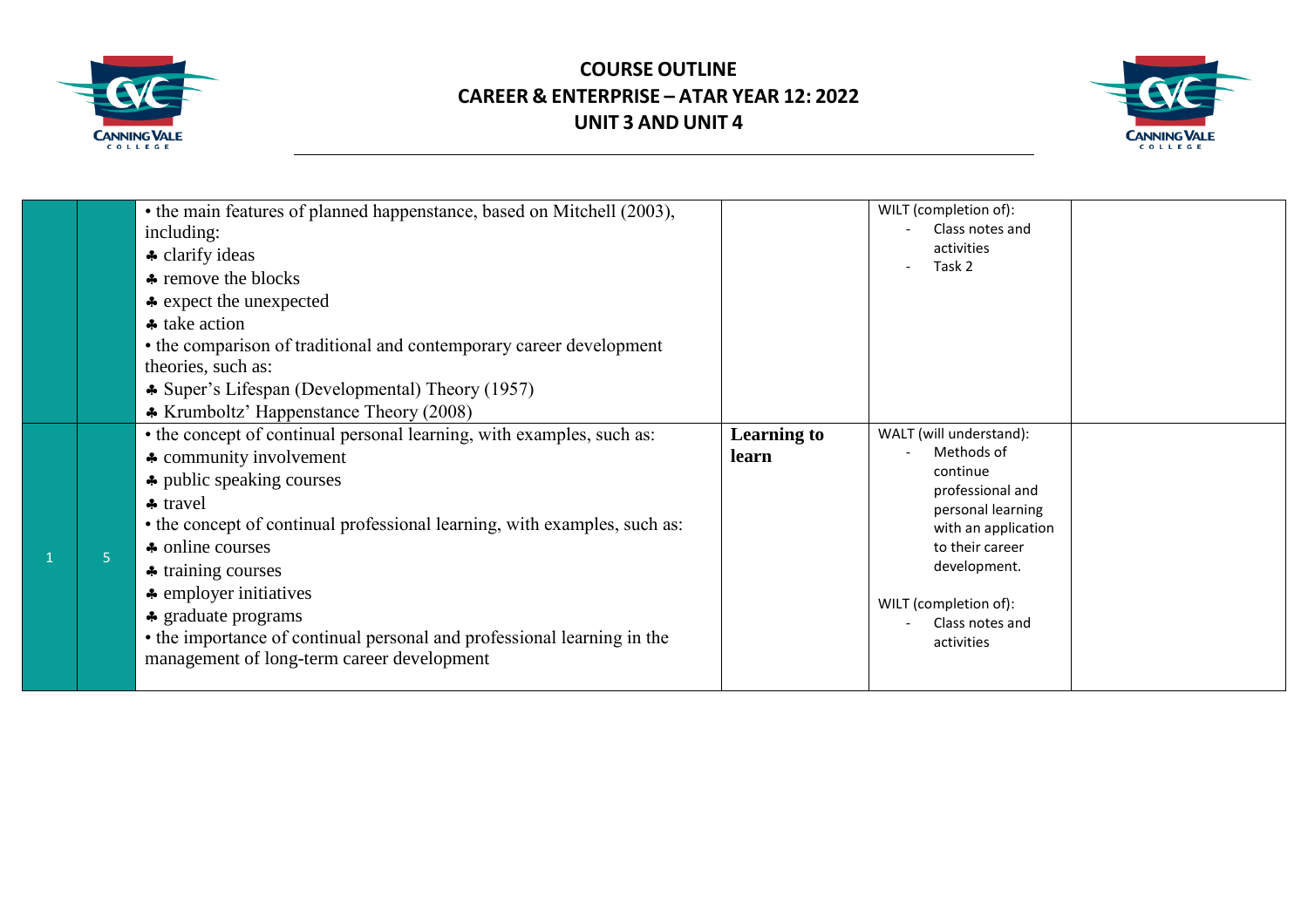| | | | | | |
|---|---|---|---|---|---|
| | | • the main features of planned happenstance, based on Mitchell (2003), including:<br>♣ clarify ideas<br>♣ remove the blocks<br>♣ expect the unexpected<br>♣ take action<br>• the comparison of traditional and contemporary career development theories, such as:<br>♣ Super's Lifespan (Developmental) Theory (1957)<br>♣ Krumboltz' Happenstance Theory (2008) | | WILT (completion of):<br>- Class notes and activities<br>- Task 2 | |
| 1 | 5 | • the concept of continual personal learning, with examples, such as:<br>♣ community involvement<br>♣ public speaking courses<br>♣ travel<br>• the concept of continual professional learning, with examples, such as:<br>♣ online courses<br>♣ training courses<br>♣ employer initiatives<br>♣ graduate programs<br>• the importance of continual personal and professional learning in the management of long-term career development | **Learning to learn** | WALT (will understand):<br>- Methods of continue professional and personal learning with an application to their career development.<br><br>WILT (completion of):<br>- Class notes and activities | |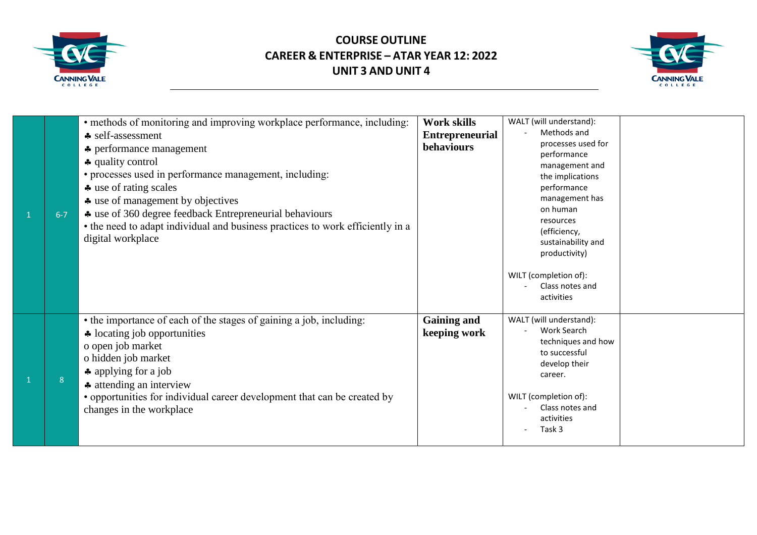# COURSE OUTLINE
# CAREER & ENTERPRISE – ATAR YEAR 12: 2022
# UNIT 3 AND UNIT 4

| | | | | | |
|---|---|---|---|---|---|
| 1 | 6-7 | • methods of monitoring and improving workplace performance, including:<br>♣ self-assessment<br>♣ performance management<br>♣ quality control<br>• processes used in performance management, including:<br>♣ use of rating scales<br>♣ use of management by objectives<br>♣ use of 360 degree feedback Entrepreneurial behaviours<br>• the need to adapt individual and business practices to work efficiently in a digital workplace | **Work skills Entrepreneurial behaviours** | WALT (will understand):<br>- Methods and processes used for performance management and the implications performance management has on human resources (efficiency, sustainability and productivity)<br><br>WILT (completion of):<br>- Class notes and activities | |
| 1 | 8 | • the importance of each of the stages of gaining a job, including:<br>♣ locating job opportunities<br>o open job market<br>o hidden job market<br>♣ applying for a job<br>♣ attending an interview<br>• opportunities for individual career development that can be created by changes in the workplace | **Gaining and keeping work** | WALT (will understand):<br>- Work Search techniques and how to successful develop their career.<br><br>WILT (completion of):<br>- Class notes and activities<br>- Task 3 | |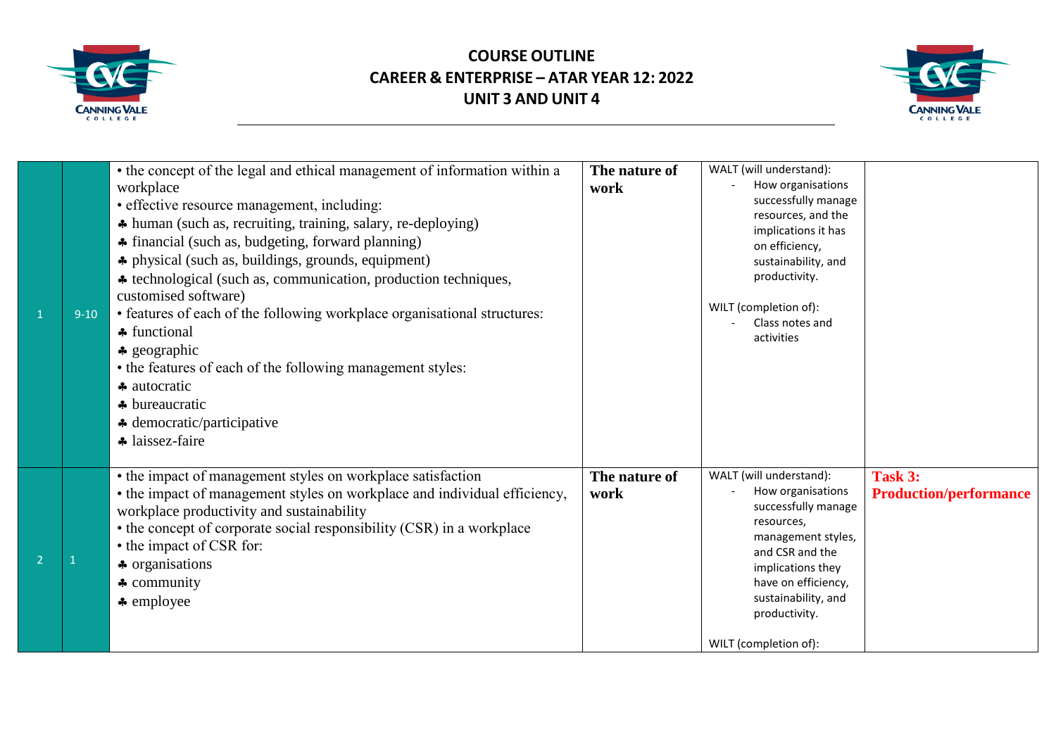# COURSE OUTLINE
## CAREER & ENTERPRISE – ATAR YEAR 12: 2022
## UNIT 3 AND UNIT 4

| | | | | | |
|---|---|---|---|---|---|
| 1 | 9-10 | • the concept of the legal and ethical management of information within a workplace<br>• effective resource management, including:<br>♣ human (such as, recruiting, training, salary, re-deploying)<br>♣ financial (such as, budgeting, forward planning)<br>♣ physical (such as, buildings, grounds, equipment)<br>♣ technological (such as, communication, production techniques, customised software)<br>• features of each of the following workplace organisational structures:<br>♣ functional<br>♣ geographic<br>• the features of each of the following management styles:<br>♣ autocratic<br>♣ bureaucratic<br>♣ democratic/participative<br>♣ laissez-faire | **The nature of work** | WALT (will understand):<br>- How organisations successfully manage resources, and the implications it has on efficiency, sustainability, and productivity.<br><br>WILT (completion of):<br>- Class notes and activities | |
| 2 | 1 | • the impact of management styles on workplace satisfaction<br>• the impact of management styles on workplace and individual efficiency, workplace productivity and sustainability<br>• the concept of corporate social responsibility (CSR) in a workplace<br>• the impact of CSR for:<br>♣ organisations<br>♣ community<br>♣ employee | **The nature of work** | WALT (will understand):<br>- How organisations successfully manage resources, management styles, and CSR and the implications they have on efficiency, sustainability, and productivity.<br><br>WILT (completion of): | **Task 3: Production/performance** |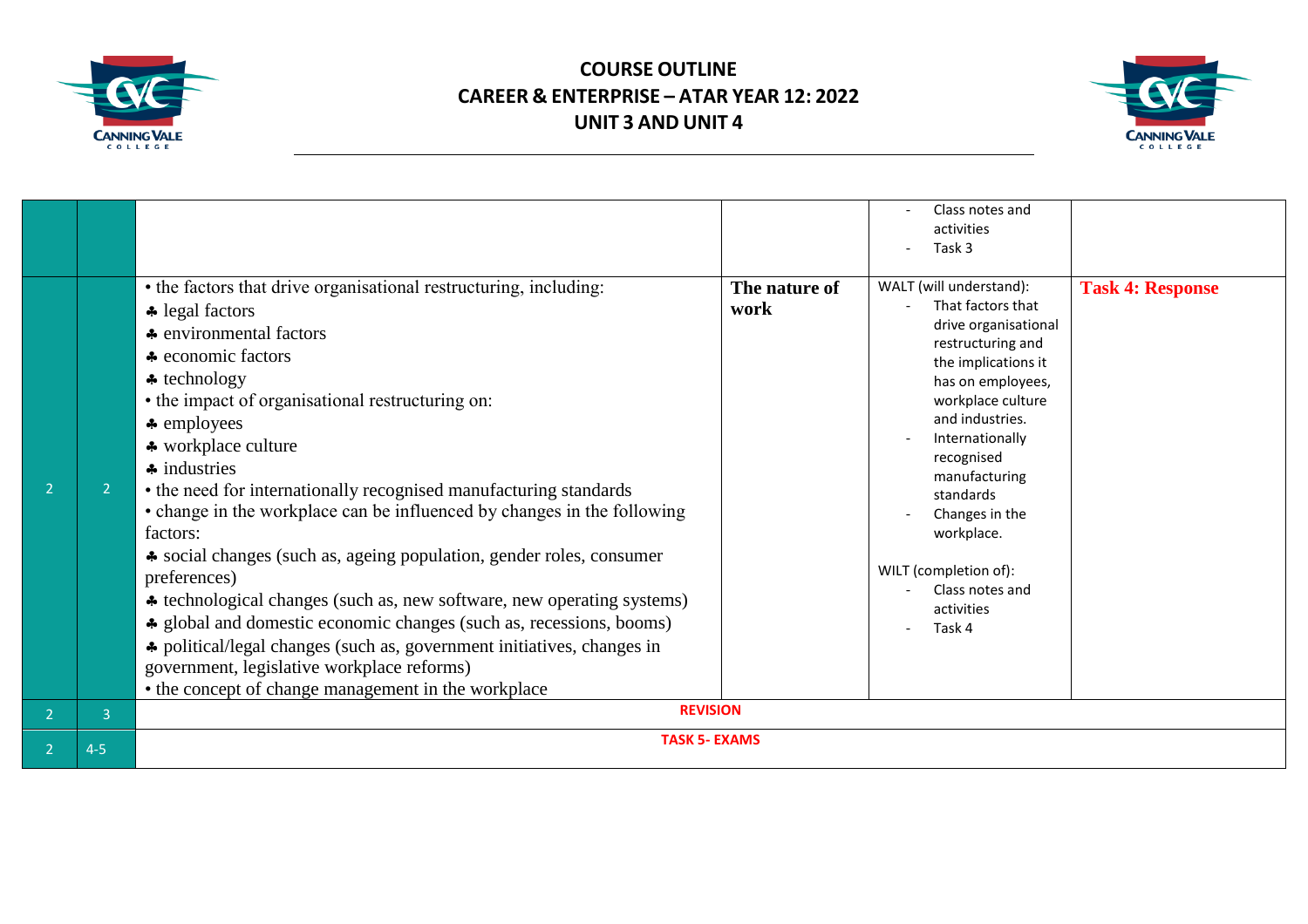| | | | | | |
|---|---|---|---|---|---|
| | | | | - Class notes and activities<br>- Task 3 | |
| 2 | 2 | • the factors that drive organisational restructuring, including:<br>♣ legal factors<br>♣ environmental factors<br>♣ economic factors<br>♣ technology<br>• the impact of organisational restructuring on:<br>♣ employees<br>♣ workplace culture<br>♣ industries<br>• the need for internationally recognised manufacturing standards<br>• change in the workplace can be influenced by changes in the following factors:<br>♣ social changes (such as, ageing population, gender roles, consumer preferences)<br>♣ technological changes (such as, new software, new operating systems)<br>♣ global and domestic economic changes (such as, recessions, booms)<br>♣ political/legal changes (such as, government initiatives, changes in government, legislative workplace reforms)<br>• the concept of change management in the workplace | **The nature of work** | WALT (will understand):<br>- That factors that drive organisational restructuring and the implications it has on employees, workplace culture and industries.<br>- Internationally recognised manufacturing standards<br>- Changes in the workplace.<br><br>WILT (completion of):<br>- Class notes and activities<br>- Task 4 | **Task 4: Response** |
| 2 | 3 | **REVISION** | | | |
| 2 | 4-5 | **TASK 5- EXAMS** | | | |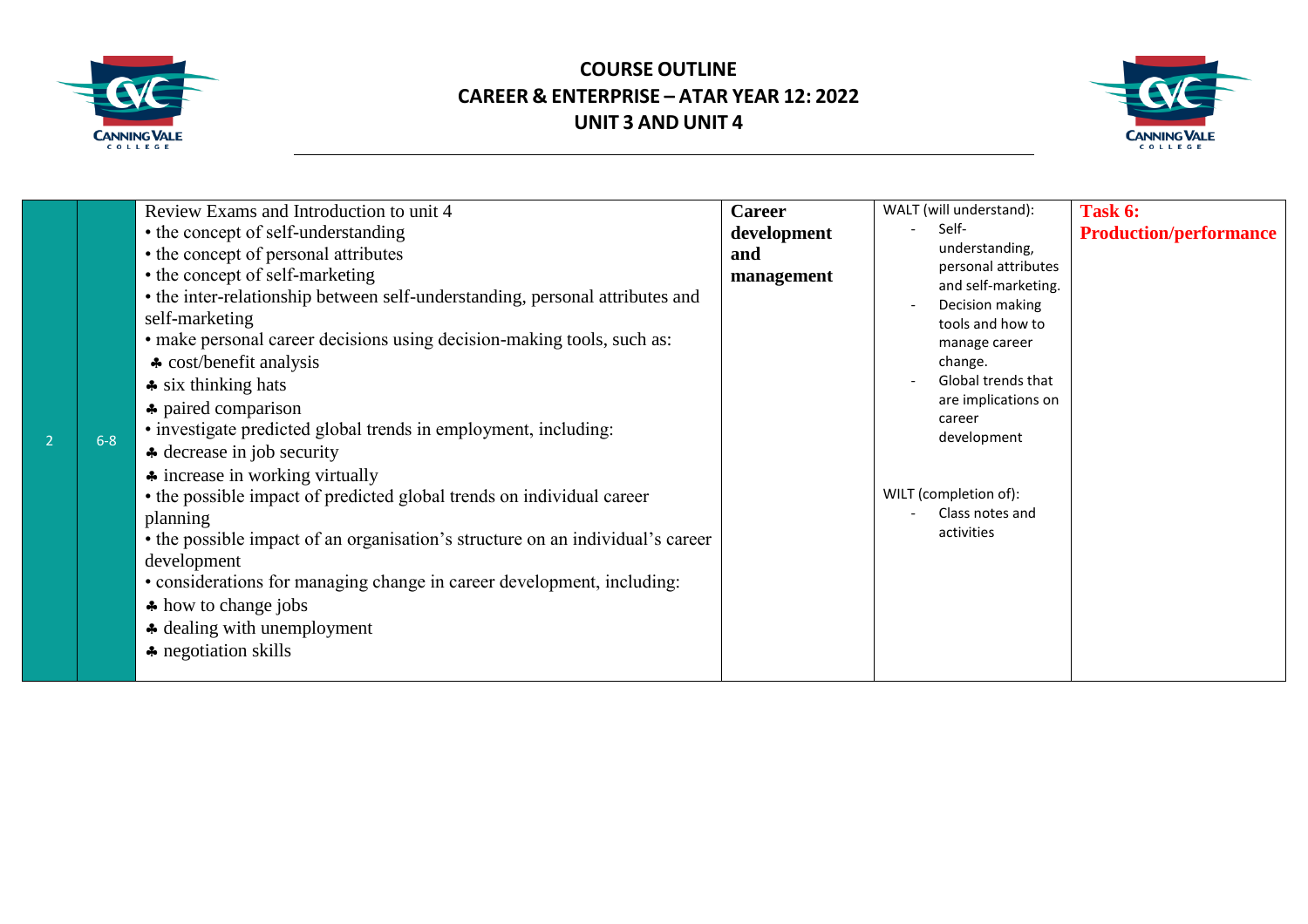# COURSE OUTLINE
## CAREER & ENTERPRISE – ATAR YEAR 12: 2022
## UNIT 3 AND UNIT 4

| | | | | | |
|---|---|---|---|---|---|
| 2 | 6-8 | Review Exams and Introduction to unit 4<br>• the concept of self-understanding<br>• the concept of personal attributes<br>• the concept of self-marketing<br>• the inter-relationship between self-understanding, personal attributes and self-marketing<br>• make personal career decisions using decision-making tools, such as:<br>♣ cost/benefit analysis<br>♣ six thinking hats<br>♣ paired comparison<br>• investigate predicted global trends in employment, including:<br>♣ decrease in job security<br>♣ increase in working virtually<br>• the possible impact of predicted global trends on individual career planning<br>• the possible impact of an organisation's structure on an individual's career development<br>• considerations for managing change in career development, including:<br>♣ how to change jobs<br>♣ dealing with unemployment<br>♣ negotiation skills | **Career development and management** | WALT (will understand):<br>- Self-understanding, personal attributes and self-marketing.<br>- Decision making tools and how to manage career change.<br>- Global trends that are implications on career development<br><br>WILT (completion of):<br>- Class notes and activities | **Task 6: Production/performance** |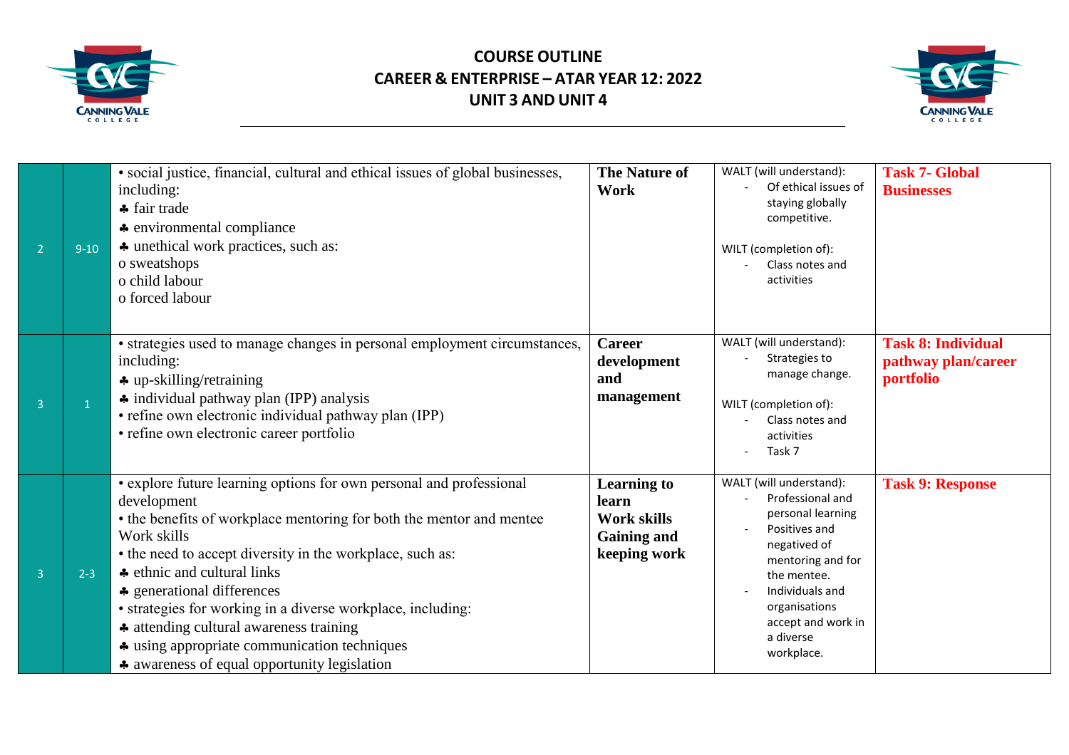# COURSE OUTLINE
## CAREER & ENTERPRISE – ATAR YEAR 12: 2022
## UNIT 3 AND UNIT 4

| | | | | | |
|---|---|---|---|---|---|
| 2 | 9-10 | • social justice, financial, cultural and ethical issues of global businesses, including:<br>♣ fair trade<br>♣ environmental compliance<br>♣ unethical work practices, such as:<br>o sweatshops<br>o child labour<br>o forced labour | **The Nature of Work** | WALT (will understand):<br>- Of ethical issues of staying globally competitive.<br><br>WILT (completion of):<br>- Class notes and activities | **Task 7- Global Businesses** |
| 3 | 1 | • strategies used to manage changes in personal employment circumstances, including:<br>♣ up-skilling/retraining<br>♣ individual pathway plan (IPP) analysis<br>• refine own electronic individual pathway plan (IPP)<br>• refine own electronic career portfolio | **Career development and management** | WALT (will understand):<br>- Strategies to manage change.<br><br>WILT (completion of):<br>- Class notes and activities<br>- Task 7 | **Task 8: Individual pathway plan/career portfolio** |
| 3 | 2-3 | • explore future learning options for own personal and professional development<br>• the benefits of workplace mentoring for both the mentor and mentee<br>Work skills<br>• the need to accept diversity in the workplace, such as:<br>♣ ethnic and cultural links<br>♣ generational differences<br>• strategies for working in a diverse workplace, including:<br>♣ attending cultural awareness training<br>♣ using appropriate communication techniques<br>♣ awareness of equal opportunity legislation | **Learning to learn**<br>**Work skills**<br>**Gaining and keeping work** | WALT (will understand):<br>- Professional and personal learning<br>- Positives and negatived of mentoring and for the mentee.<br>- Individuals and organisations accept and work in a diverse workplace. | **Task 9: Response** |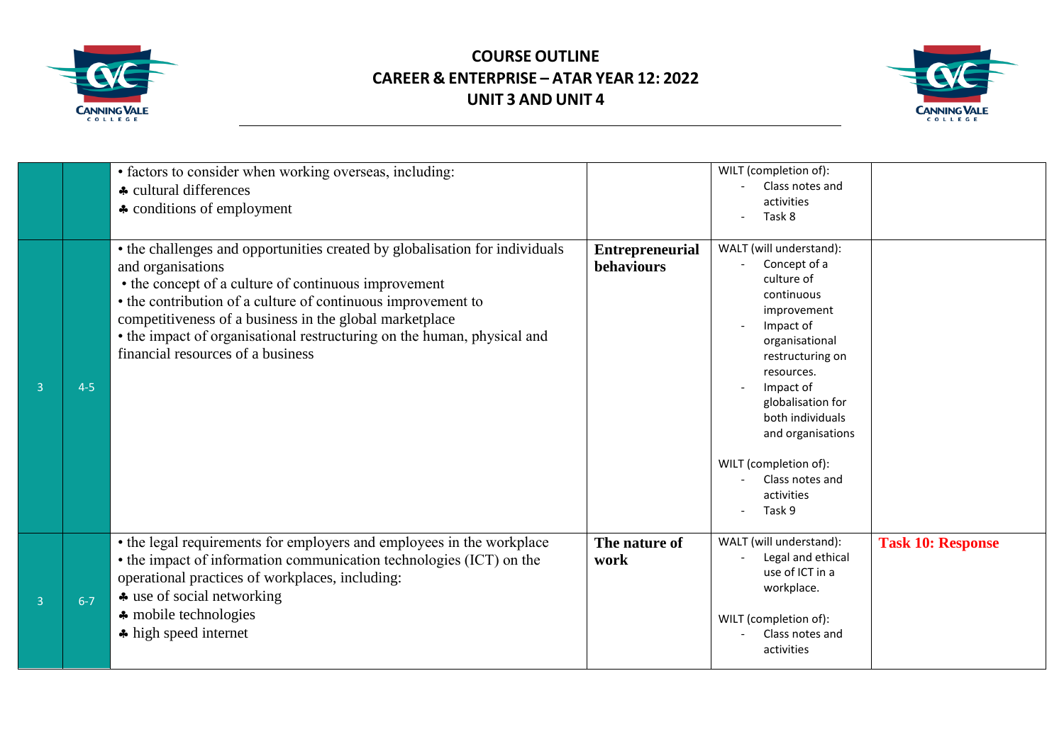# COURSE OUTLINE
## CAREER & ENTERPRISE – ATAR YEAR 12: 2022
## UNIT 3 AND UNIT 4

| | | | | | |
|---|---|---|---|---|---|
| | | • factors to consider when working overseas, including:<br>♣ cultural differences<br>♣ conditions of employment | | WILT (completion of):<br>- Class notes and activities<br>- Task 8 | |
| 3 | 4-5 | • the challenges and opportunities created by globalisation for individuals and organisations<br>• the concept of a culture of continuous improvement<br>• the contribution of a culture of continuous improvement to competitiveness of a business in the global marketplace<br>• the impact of organisational restructuring on the human, physical and financial resources of a business | **Entrepreneurial behaviours** | WALT (will understand):<br>- Concept of a culture of continuous improvement<br>- Impact of organisational restructuring on resources.<br>- Impact of globalisation for both individuals and organisations<br><br>WILT (completion of):<br>- Class notes and activities<br>- Task 9 | |
| 3 | 6-7 | • the legal requirements for employers and employees in the workplace<br>• the impact of information communication technologies (ICT) on the operational practices of workplaces, including:<br>♣ use of social networking<br>♣ mobile technologies<br>♣ high speed internet | **The nature of work** | WALT (will understand):<br>- Legal and ethical use of ICT in a workplace.<br><br>WILT (completion of):<br>- Class notes and activities | **Task 10: Response** |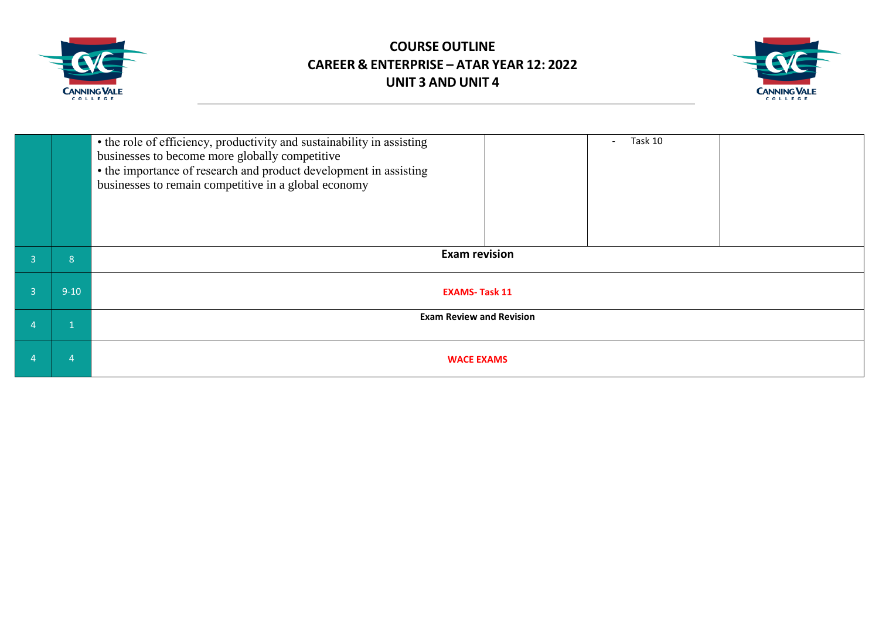# COURSE OUTLINE
## CAREER & ENTERPRISE – ATAR YEAR 12: 2022
## UNIT 3 AND UNIT 4

| | | | | | |
|---|---|---|---|---|---|
| | | • the role of efficiency, productivity and sustainability in assisting businesses to become more globally competitive<br>• the importance of research and product development in assisting businesses to remain competitive in a global economy | | - Task 10 | |
| 3 | 8 | **Exam revision** | | | |
| 3 | 9-10 | **EXAMS- Task 11** | | | |
| 4 | 1 | **Exam Review and Revision** | | | |
| 4 | 4 | **WACE EXAMS** | | | |